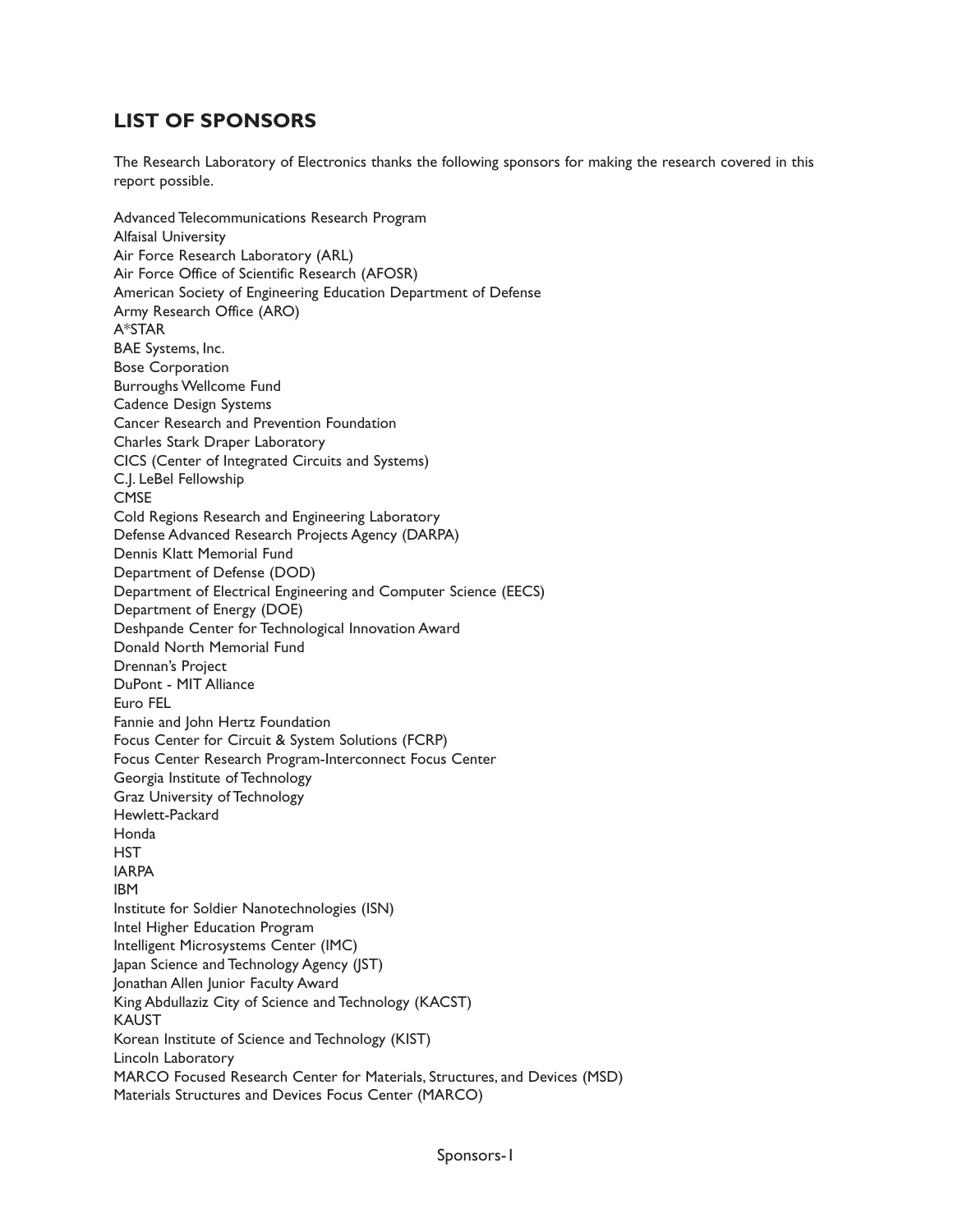## LIST OF SPONSORS

The Research Laboratory of Electronics thanks the following sponsors for making the research covered in this report possible.

Advanced Telecommunications Research Program
Alfaisal University
Air Force Research Laboratory (ARL)
Air Force Office of Scientific Research (AFOSR)
American Society of Engineering Education Department of Defense
Army Research Office (ARO)
A*STAR
BAE Systems, Inc.
Bose Corporation
Burroughs Wellcome Fund
Cadence Design Systems
Cancer Research and Prevention Foundation
Charles Stark Draper Laboratory
CICS (Center of Integrated Circuits and Systems)
C.J. LeBel Fellowship
CMSE
Cold Regions Research and Engineering Laboratory
Defense Advanced Research Projects Agency (DARPA)
Dennis Klatt Memorial Fund
Department of Defense (DOD)
Department of Electrical Engineering and Computer Science (EECS)
Department of Energy (DOE)
Deshpande Center for Technological Innovation Award
Donald North Memorial Fund
Drennan's Project
DuPont - MIT Alliance
Euro FEL
Fannie and John Hertz Foundation
Focus Center for Circuit & System Solutions (FCRP)
Focus Center Research Program-Interconnect Focus Center
Georgia Institute of Technology
Graz University of Technology
Hewlett-Packard
Honda
HST
IARPA
IBM
Institute for Soldier Nanotechnologies (ISN)
Intel Higher Education Program
Intelligent Microsystems Center (IMC)
Japan Science and Technology Agency (JST)
Jonathan Allen Junior Faculty Award
King Abdullaziz City of Science and Technology (KACST)
KAUST
Korean Institute of Science and Technology (KIST)
Lincoln Laboratory
MARCO Focused Research Center for Materials, Structures, and Devices (MSD)
Materials Structures and Devices Focus Center (MARCO)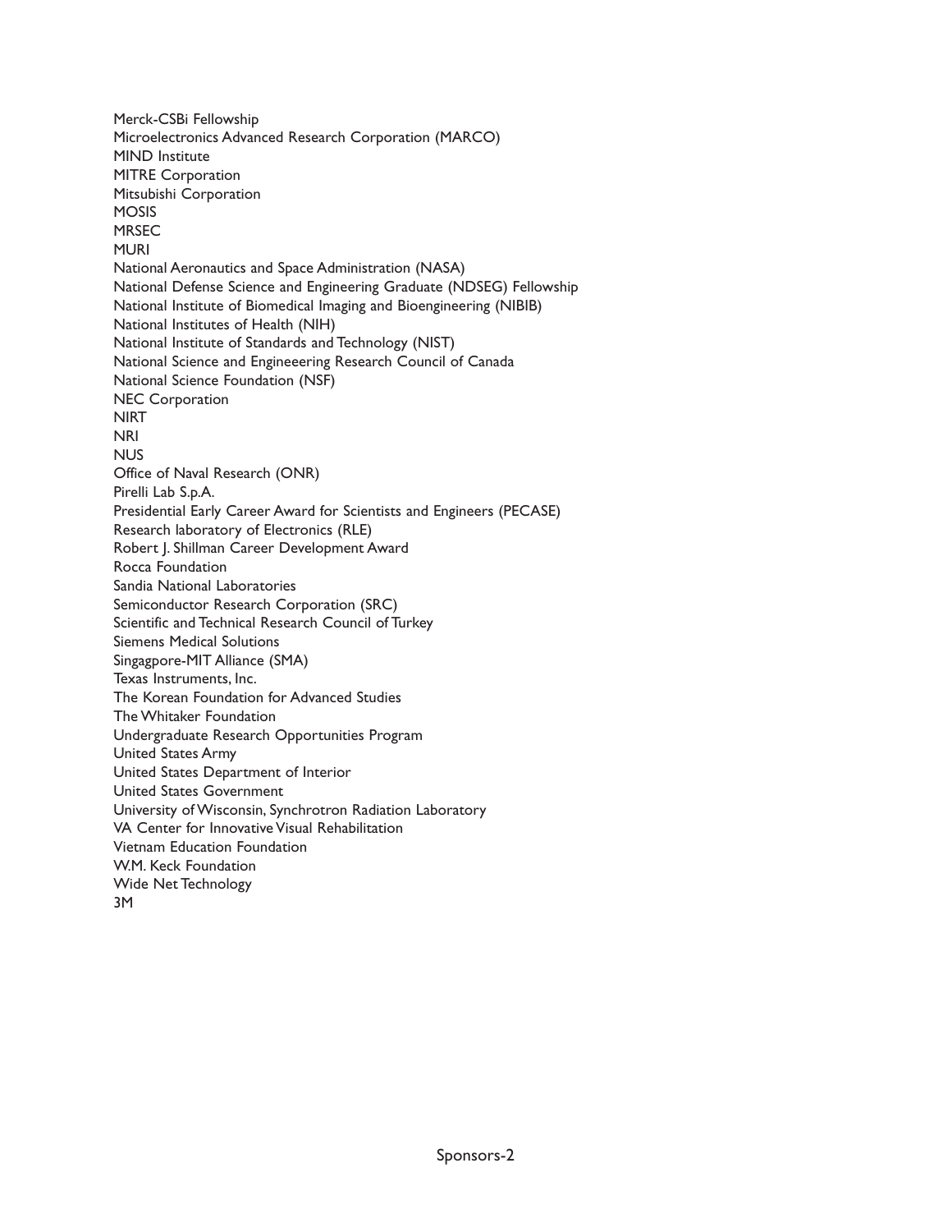Merck-CSBi Fellowship
Microelectronics Advanced Research Corporation (MARCO)
MIND Institute
MITRE Corporation
Mitsubishi Corporation
MOSIS
MRSEC
MURI
National Aeronautics and Space Administration (NASA)
National Defense Science and Engineering Graduate (NDSEG) Fellowship
National Institute of Biomedical Imaging and Bioengineering (NIBIB)
National Institutes of Health (NIH)
National Institute of Standards and Technology (NIST)
National Science and Engineeering Research Council of Canada
National Science Foundation (NSF)
NEC Corporation
NIRT
NRI
NUS
Office of Naval Research (ONR)
Pirelli Lab S.p.A.
Presidential Early Career Award for Scientists and Engineers (PECASE)
Research laboratory of Electronics (RLE)
Robert J. Shillman Career Development Award
Rocca Foundation
Sandia National Laboratories
Semiconductor Research Corporation (SRC)
Scientific and Technical Research Council of Turkey
Siemens Medical Solutions
Singagpore-MIT Alliance (SMA)
Texas Instruments, Inc.
The Korean Foundation for Advanced Studies
The Whitaker Foundation
Undergraduate Research Opportunities Program
United States Army
United States Department of Interior
United States Government
University of Wisconsin, Synchrotron Radiation Laboratory
VA Center for Innovative Visual Rehabilitation
Vietnam Education Foundation
W.M. Keck Foundation
Wide Net Technology
3M